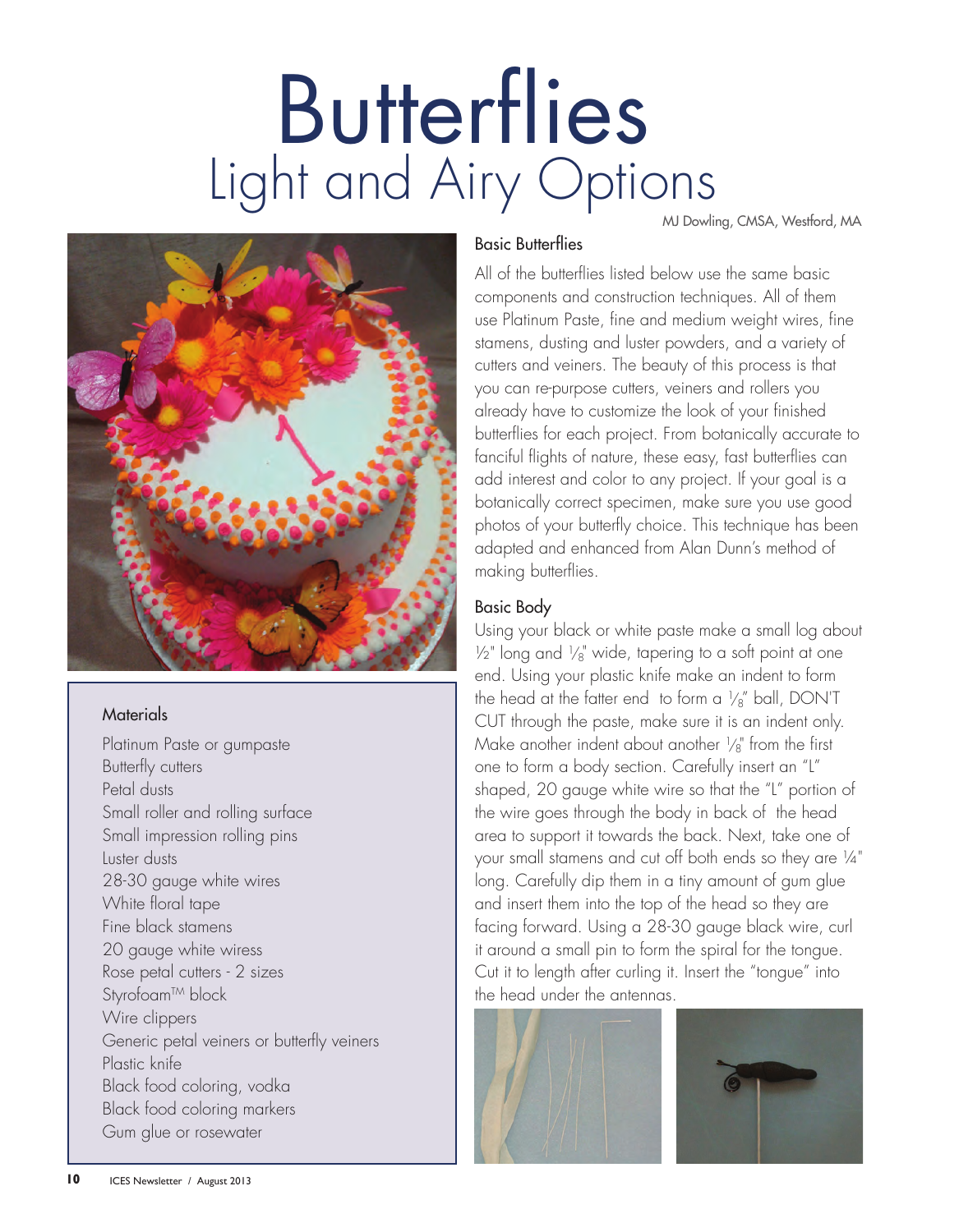# Butterflies

## Light and Airy Options

MJ Dowling, CMSA, Westford, MA

### Materials

Platinum Paste or gumpaste
Butterfly cutters
Petal dusts
Small roller and rolling surface
Small impression rolling pins
Luster dusts
28-30 gauge white wires
White floral tape
Fine black stamens
20 gauge white wiress
Rose petal cutters - 2 sizes
Styrofoam™ block
Wire clippers
Generic petal veiners or butterfly veiners
Plastic knife
Black food coloring, vodka
Black food coloring markers
Gum glue or rosewater

### Basic Butterflies

All of the butterflies listed below use the same basic components and construction techniques. All of them use Platinum Paste, fine and medium weight wires, fine stamens, dusting and luster powders, and a variety of cutters and veiners. The beauty of this process is that you can re-purpose cutters, veiners and rollers you already have to customize the look of your finished butterflies for each project. From botanically accurate to fanciful flights of nature, these easy, fast butterflies can add interest and color to any project. If your goal is a botanically correct specimen, make sure you use good photos of your butterfly choice. This technique has been adapted and enhanced from Alan Dunn's method of making butterflies.

### Basic Body

Using your black or white paste make a small log about ½" long and ⅛" wide, tapering to a soft point at one end. Using your plastic knife make an indent to form the head at the fatter end to form a ⅛" ball, DON'T CUT through the paste, make sure it is an indent only. Make another indent about another ⅛" from the first one to form a body section. Carefully insert an "L" shaped, 20 gauge white wire so that the "L" portion of the wire goes through the body in back of the head area to support it towards the back. Next, take one of your small stamens and cut off both ends so they are ¼" long. Carefully dip them in a tiny amount of gum glue and insert them into the top of the head so they are facing forward. Using a 28-30 gauge black wire, curl it around a small pin to form the spiral for the tongue. Cut it to length after curling it. Insert the "tongue" into the head under the antennas.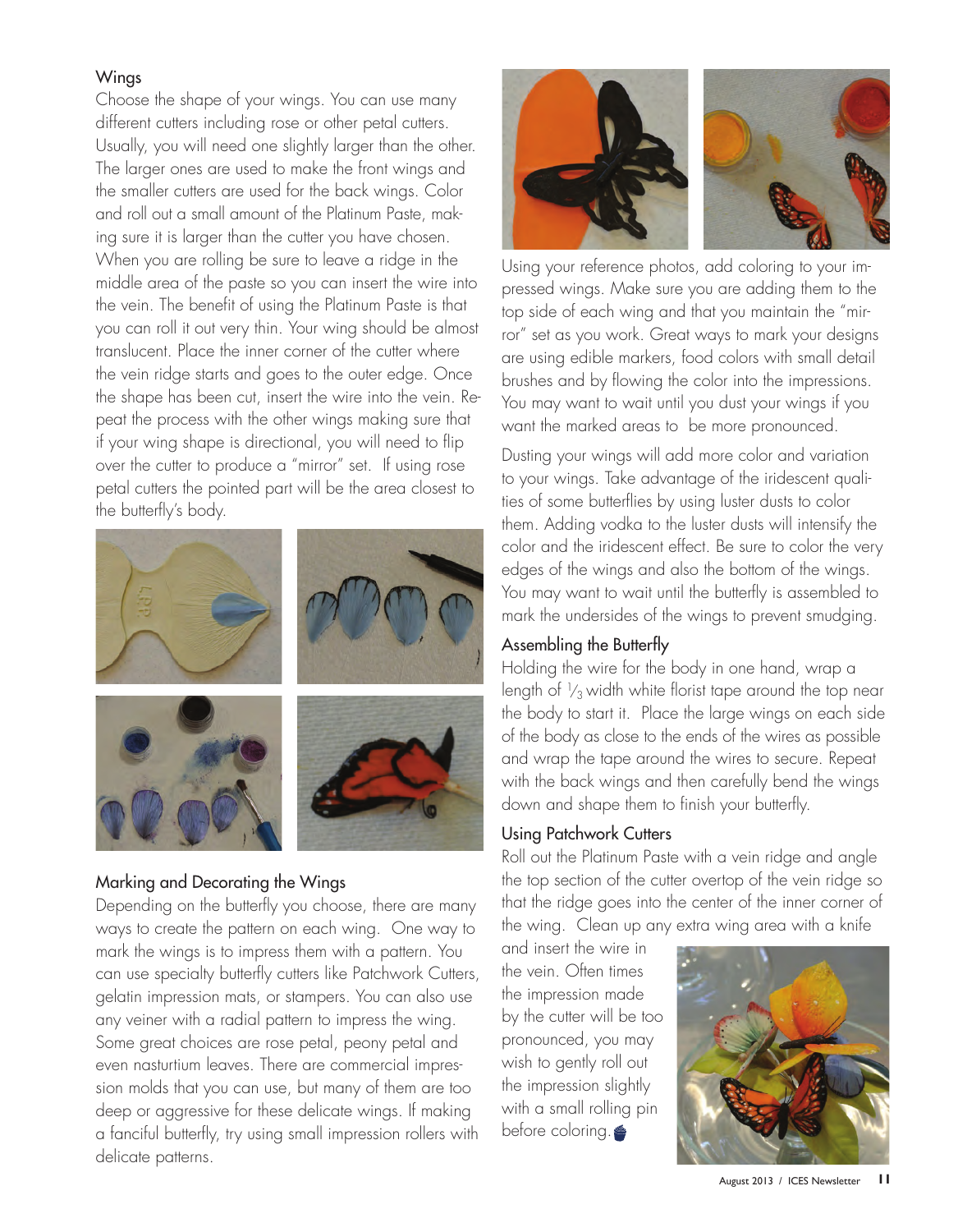### Wings

Choose the shape of your wings. You can use many different cutters including rose or other petal cutters. Usually, you will need one slightly larger than the other. The larger ones are used to make the front wings and the smaller cutters are used for the back wings. Color and roll out a small amount of the Platinum Paste, making sure it is larger than the cutter you have chosen. When you are rolling be sure to leave a ridge in the middle area of the paste so you can insert the wire into the vein. The benefit of using the Platinum Paste is that you can roll it out very thin. Your wing should be almost translucent. Place the inner corner of the cutter where the vein ridge starts and goes to the outer edge. Once the shape has been cut, insert the wire into the vein. Repeat the process with the other wings making sure that if your wing shape is directional, you will need to flip over the cutter to produce a "mirror" set. If using rose petal cutters the pointed part will be the area closest to the butterfly's body.

### Marking and Decorating the Wings

Depending on the butterfly you choose, there are many ways to create the pattern on each wing. One way to mark the wings is to impress them with a pattern. You can use specialty butterfly cutters like Patchwork Cutters, gelatin impression mats, or stampers. You can also use any veiner with a radial pattern to impress the wing. Some great choices are rose petal, peony petal and even nasturtium leaves. There are commercial impression molds that you can use, but many of them are too deep or aggressive for these delicate wings. If making a fanciful butterfly, try using small impression rollers with delicate patterns.

Using your reference photos, add coloring to your impressed wings. Make sure you are adding them to the top side of each wing and that you maintain the "mirror" set as you work. Great ways to mark your designs are using edible markers, food colors with small detail brushes and by flowing the color into the impressions. You may want to wait until you dust your wings if you want the marked areas to be more pronounced.

Dusting your wings will add more color and variation to your wings. Take advantage of the iridescent qualities of some butterflies by using luster dusts to color them. Adding vodka to the luster dusts will intensify the color and the iridescent effect. Be sure to color the very edges of the wings and also the bottom of the wings. You may want to wait until the butterfly is assembled to mark the undersides of the wings to prevent smudging.

### Assembling the Butterfly

Holding the wire for the body in one hand, wrap a length of 1/3 width white florist tape around the top near the body to start it. Place the large wings on each side of the body as close to the ends of the wires as possible and wrap the tape around the wires to secure. Repeat with the back wings and then carefully bend the wings down and shape them to finish your butterfly.

### Using Patchwork Cutters

Roll out the Platinum Paste with a vein ridge and angle the top section of the cutter overtop of the vein ridge so that the ridge goes into the center of the inner corner of the wing. Clean up any extra wing area with a knife and insert the wire in the vein. Often times the impression made by the cutter will be too pronounced, you may wish to gently roll out the impression slightly with a small rolling pin before coloring.